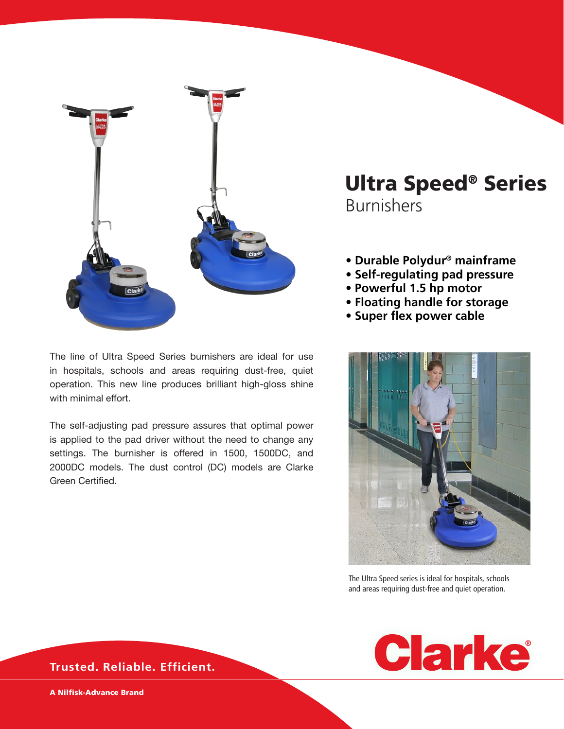# Ultra Speed® Series

## Burnishers

- **Durable Polydur® mainframe**
- **Self-regulating pad pressure**
- **Powerful 1.5 hp motor**
- **Floating handle for storage**
- **Super flex power cable**

The line of Ultra Speed Series burnishers are ideal for use in hospitals, schools and areas requiring dust-free, quiet operation. This new line produces brilliant high-gloss shine with minimal effort.

The self-adjusting pad pressure assures that optimal power is applied to the pad driver without the need to change any settings. The burnisher is offered in 1500, 1500DC, and 2000DC models. The dust control (DC) models are Clarke Green Certified.

The Ultra Speed series is ideal for hospitals, schools and areas requiring dust-free and quiet operation.

**Trusted. Reliable. Efficient.**

**A Nilfisk-Advance Brand**

Clarke®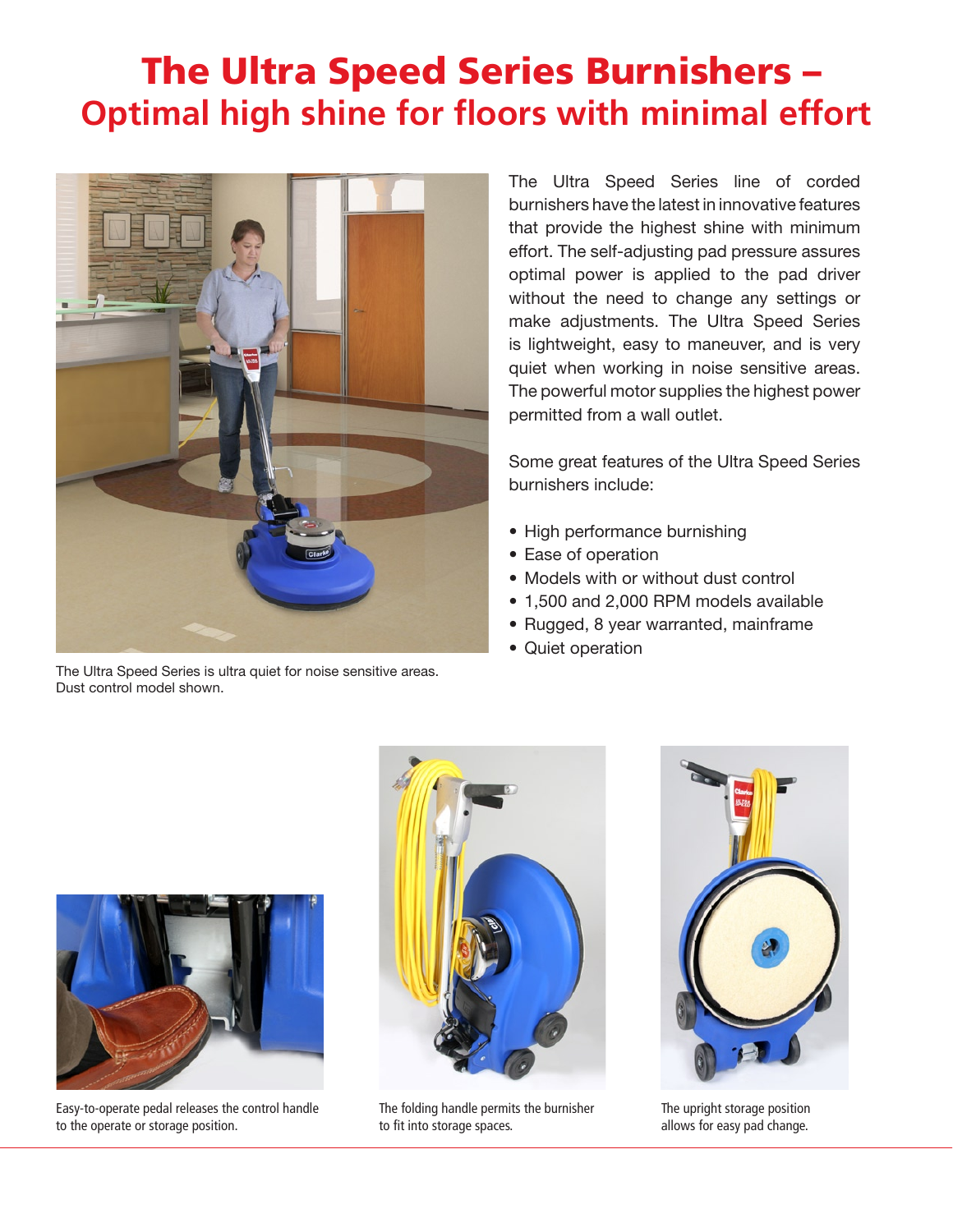# The Ultra Speed Series Burnishers – Optimal high shine for floors with minimal effort

The Ultra Speed Series is ultra quiet for noise sensitive areas. Dust control model shown.

The Ultra Speed Series line of corded burnishers have the latest in innovative features that provide the highest shine with minimum effort. The self-adjusting pad pressure assures optimal power is applied to the pad driver without the need to change any settings or make adjustments. The Ultra Speed Series is lightweight, easy to maneuver, and is very quiet when working in noise sensitive areas. The powerful motor supplies the highest power permitted from a wall outlet.

Some great features of the Ultra Speed Series burnishers include:

- High performance burnishing
- Ease of operation
- Models with or without dust control
- 1,500 and 2,000 RPM models available
- Rugged, 8 year warranted, mainframe
- Quiet operation

Easy-to-operate pedal releases the control handle to the operate or storage position.

The folding handle permits the burnisher to fit into storage spaces.

The upright storage position allows for easy pad change.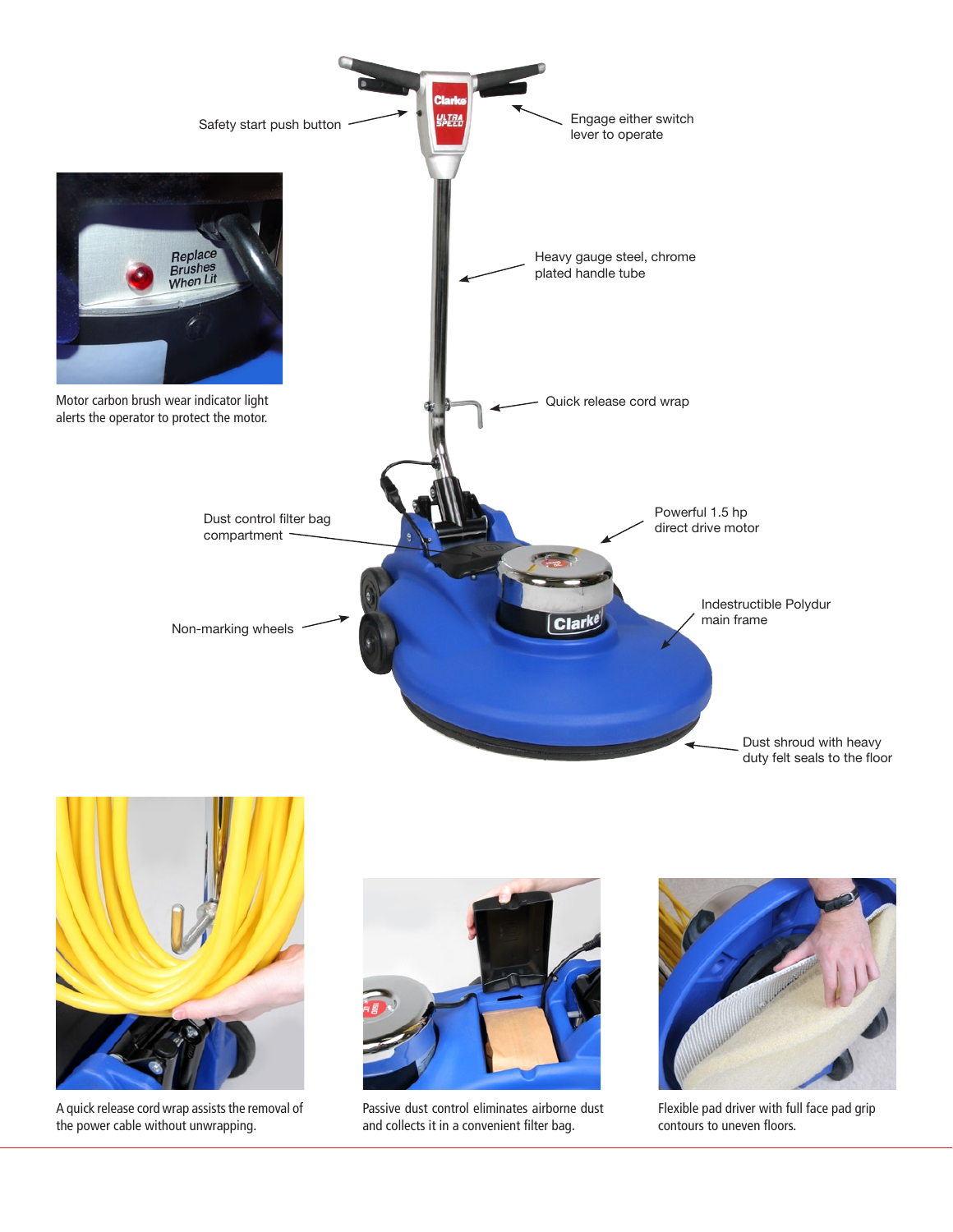Safety start push button

Engage either switch lever to operate

Heavy gauge steel, chrome plated handle tube

Motor carbon brush wear indicator light alerts the operator to protect the motor.

Quick release cord wrap

Dust control filter bag compartment

Powerful 1.5 hp direct drive motor

Non-marking wheels

Indestructible Polydur main frame

Dust shroud with heavy duty felt seals to the floor

A quick release cord wrap assists the removal of the power cable without unwrapping.

Passive dust control eliminates airborne dust and collects it in a convenient filter bag.

Flexible pad driver with full face pad grip contours to uneven floors.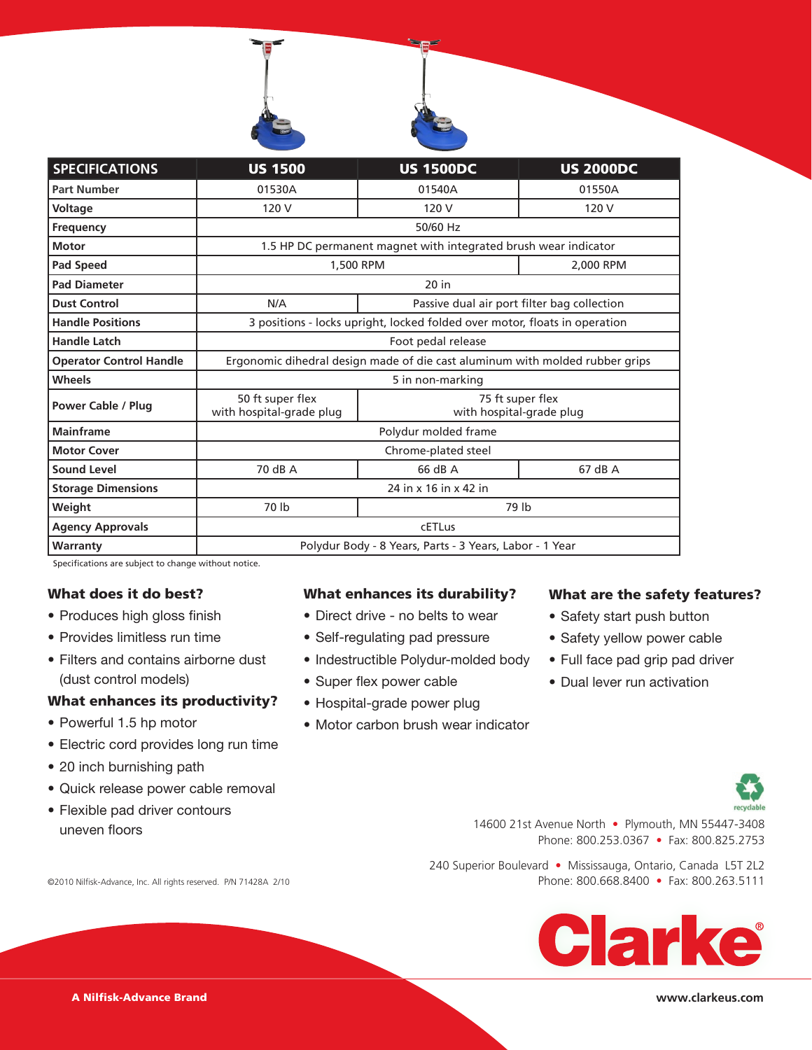| SPECIFICATIONS | US 1500 | US 1500DC | US 2000DC |
|---|---|---|---|
| Part Number | 01530A | 01540A | 01550A |
| Voltage | 120 V | 120 V | 120 V |
| Frequency | 50/60 Hz | | |
| Motor | 1.5 HP DC permanent magnet with integrated brush wear indicator | | |
| Pad Speed | 1,500 RPM | | 2,000 RPM |
| Pad Diameter | 20 in | | |
| Dust Control | N/A | Passive dual air port filter bag collection | |
| Handle Positions | 3 positions - locks upright, locked folded over motor, floats in operation | | |
| Handle Latch | Foot pedal release | | |
| Operator Control Handle | Ergonomic dihedral design made of die cast aluminum with molded rubber grips | | |
| Wheels | 5 in non-marking | | |
| Power Cable / Plug | 50 ft super flex with hospital-grade plug | 75 ft super flex with hospital-grade plug | |
| Mainframe | Polydur molded frame | | |
| Motor Cover | Chrome-plated steel | | |
| Sound Level | 70 dB A | 66 dB A | 67 dB A |
| Storage Dimensions | 24 in x 16 in x 42 in | | |
| Weight | 70 lb | 79 lb | |
| Agency Approvals | cETLus | | |
| Warranty | Polydur Body - 8 Years, Parts - 3 Years, Labor - 1 Year | | |

Specifications are subject to change without notice.

### What does it do best?

- Produces high gloss finish
- Provides limitless run time
- Filters and contains airborne dust (dust control models)

### What enhances its productivity?

- Powerful 1.5 hp motor
- Electric cord provides long run time
- 20 inch burnishing path
- Quick release power cable removal
- Flexible pad driver contours uneven floors

### What enhances its durability?

- Direct drive - no belts to wear
- Self-regulating pad pressure
- Indestructible Polydur-molded body
- Super flex power cable
- Hospital-grade power plug
- Motor carbon brush wear indicator

### What are the safety features?

- Safety start push button
- Safety yellow power cable
- Full face pad grip pad driver
- Dual lever run activation

recyclable

14600 21st Avenue North • Plymouth, MN 55447-3408
Phone: 800.253.0367 • Fax: 800.825.2753

240 Superior Boulevard • Mississauga, Ontario, Canada L5T 2L2
Phone: 800.668.8400 • Fax: 800.263.5111

©2010 Nilfisk-Advance, Inc. All rights reserved. P/N 71428A 2/10

Clarke®

A Nilfisk-Advance Brand

www.clarkeus.com